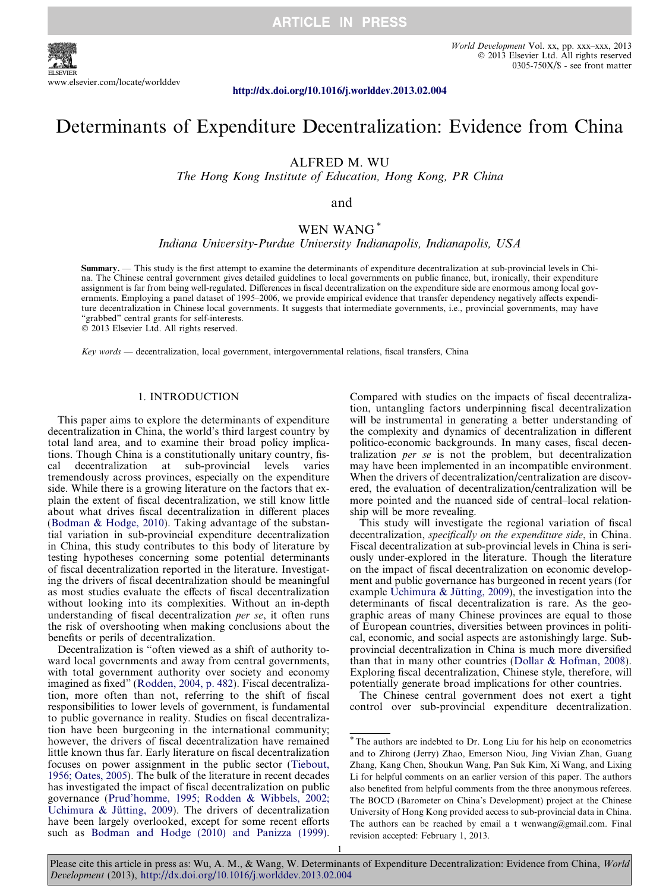# Determinants of Expenditure Decentralization: Evidence from China

ALFRED M. WU

*The Hong Kong Institute of Education, Hong Kong, PR China*

and

WEN WANG *

*Indiana University-Purdue University Indianapolis, Indianapolis, USA*

**Summary.** — This study is the first attempt to examine the determinants of expenditure decentralization at sub-provincial levels in China. The Chinese central government gives detailed guidelines to local governments on public finance, but, ironically, their expenditure assignment is far from being well-regulated. Differences in fiscal decentralization on the expenditure side are enormous among local governments. Employing a panel dataset of 1995–2006, we provide empirical evidence that transfer dependency negatively affects expenditure decentralization in Chinese local governments. It suggests that intermediate governments, i.e., provincial governments, may have "grabbed" central grants for self-interests.

© 2013 Elsevier Ltd. All rights reserved.

*Key words* — decentralization, local government, intergovernmental relations, fiscal transfers, China

## 1. INTRODUCTION

This paper aims to explore the determinants of expenditure decentralization in China, the world's third largest country by total land area, and to examine their broad policy implications. Though China is a constitutionally unitary country, fiscal decentralization at sub-provincial levels varies tremendously across provinces, especially on the expenditure side. While there is a growing literature on the factors that explain the extent of fiscal decentralization, we still know little about what drives fiscal decentralization in different places (Bodman & Hodge, 2010). Taking advantage of the substantial variation in sub-provincial expenditure decentralization in China, this study contributes to this body of literature by testing hypotheses concerning some potential determinants of fiscal decentralization reported in the literature. Investigating the drivers of fiscal decentralization should be meaningful as most studies evaluate the effects of fiscal decentralization without looking into its complexities. Without an in-depth understanding of fiscal decentralization *per se*, it often runs the risk of overshooting when making conclusions about the benefits or perils of decentralization.

Decentralization is "often viewed as a shift of authority toward local governments and away from central governments, with total government authority over society and economy imagined as fixed" (Rodden, 2004, p. 482). Fiscal decentralization, more often than not, referring to the shift of fiscal responsibilities to lower levels of government, is fundamental to public governance in reality. Studies on fiscal decentralization have been burgeoning in the international community; however, the drivers of fiscal decentralization have remained little known thus far. Early literature on fiscal decentralization focuses on power assignment in the public sector (Tiebout, 1956; Oates, 2005). The bulk of the literature in recent decades has investigated the impact of fiscal decentralization on public governance (Prud'homme, 1995; Rodden & Wibbels, 2002; Uchimura & Jütting, 2009). The drivers of decentralization have been largely overlooked, except for some recent efforts such as Bodman and Hodge (2010) and Panizza (1999). Compared with studies on the impacts of fiscal decentralization, untangling factors underpinning fiscal decentralization will be instrumental in generating a better understanding of the complexity and dynamics of decentralization in different politico-economic backgrounds. In many cases, fiscal decentralization *per se* is not the problem, but decentralization may have been implemented in an incompatible environment. When the drivers of decentralization/centralization are discovered, the evaluation of decentralization/centralization will be more pointed and the nuanced side of central–local relationship will be more revealing.

This study will investigate the regional variation of fiscal decentralization, *specifically on the expenditure side*, in China. Fiscal decentralization at sub-provincial levels in China is seriously under-explored in the literature. Though the literature on the impact of fiscal decentralization on economic development and public governance has burgeoned in recent years (for example Uchimura & Jütting, 2009), the investigation into the determinants of fiscal decentralization is rare. As the geographic areas of many Chinese provinces are equal to those of European countries, diversities between provinces in political, economic, and social aspects are astonishingly large. Sub-provincial decentralization in China is much more diversified than that in many other countries (Dollar & Hofman, 2008). Exploring fiscal decentralization, Chinese style, therefore, will potentially generate broad implications for other countries.

The Chinese central government does not exert a tight control over sub-provincial expenditure decentralization.

---

* The authors are indebted to Dr. Long Liu for his help on econometrics and to Zhirong (Jerry) Zhao, Emerson Niou, Jing Vivian Zhan, Guang Zhang, Kang Chen, Shoukun Wang, Pan Suk Kim, Xi Wang, and Lixing Li for helpful comments on an earlier version of this paper. The authors also benefited from helpful comments from the three anonymous referees. The BOCD (Barometer on China's Development) project at the Chinese University of Hong Kong provided access to sub-provincial data in China. The authors can be reached by email a t wenwang@gmail.com. Final revision accepted: February 1, 2013.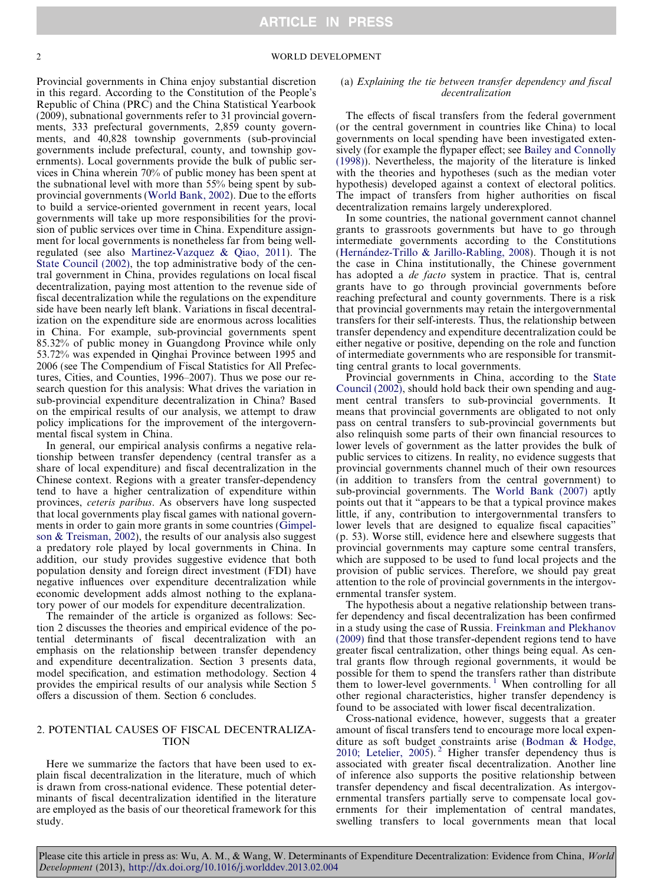Provincial governments in China enjoy substantial discretion in this regard. According to the Constitution of the People's Republic of China (PRC) and the China Statistical Yearbook (2009), subnational governments refer to 31 provincial governments, 333 prefectural governments, 2,859 county governments, and 40,828 township governments (sub-provincial governments include prefectural, county, and township governments). Local governments provide the bulk of public services in China wherein 70% of public money has been spent at the subnational level with more than 55% being spent by sub-provincial governments (World Bank, 2002). Due to the efforts to build a service-oriented government in recent years, local governments will take up more responsibilities for the provision of public services over time in China. Expenditure assignment for local governments is nonetheless far from being well-regulated (see also Martinez-Vazquez & Qiao, 2011). The State Council (2002), the top administrative body of the central government in China, provides regulations on local fiscal decentralization, paying most attention to the revenue side of fiscal decentralization while the regulations on the expenditure side have been nearly left blank. Variations in fiscal decentralization on the expenditure side are enormous across localities in China. For example, sub-provincial governments spent 85.32% of public money in Guangdong Province while only 53.72% was expended in Qinghai Province between 1995 and 2006 (see The Compendium of Fiscal Statistics for All Prefectures, Cities, and Counties, 1996–2007). Thus we pose our research question for this analysis: What drives the variation in sub-provincial expenditure decentralization in China? Based on the empirical results of our analysis, we attempt to draw policy implications for the improvement of the intergovernmental fiscal system in China.

In general, our empirical analysis confirms a negative relationship between transfer dependency (central transfer as a share of local expenditure) and fiscal decentralization in the Chinese context. Regions with a greater transfer-dependency tend to have a higher centralization of expenditure within provinces, *ceteris paribus*. As observers have long suspected that local governments play fiscal games with national governments in order to gain more grants in some countries (Gimpelson & Treisman, 2002), the results of our analysis also suggest a predatory role played by local governments in China. In addition, our study provides suggestive evidence that both population density and foreign direct investment (FDI) have negative influences over expenditure decentralization while economic development adds almost nothing to the explanatory power of our models for expenditure decentralization.

The remainder of the article is organized as follows: Section 2 discusses the theories and empirical evidence of the potential determinants of fiscal decentralization with an emphasis on the relationship between transfer dependency and expenditure decentralization. Section 3 presents data, model specification, and estimation methodology. Section 4 provides the empirical results of our analysis while Section 5 offers a discussion of them. Section 6 concludes.

## 2. POTENTIAL CAUSES OF FISCAL DECENTRALIZATION

Here we summarize the factors that have been used to explain fiscal decentralization in the literature, much of which is drawn from cross-national evidence. These potential determinants of fiscal decentralization identified in the literature are employed as the basis of our theoretical framework for this study.

### (a) *Explaining the tie between transfer dependency and fiscal decentralization*

The effects of fiscal transfers from the federal government (or the central government in countries like China) to local governments on local spending have been investigated extensively (for example the flypaper effect; see Bailey and Connolly (1998)). Nevertheless, the majority of the literature is linked with the theories and hypotheses (such as the median voter hypothesis) developed against a context of electoral politics. The impact of transfers from higher authorities on fiscal decentralization remains largely underexplored.

In some countries, the national government cannot channel grants to grassroots governments but have to go through intermediate governments according to the Constitutions (Hernández-Trillo & Jarillo-Rabling, 2008). Though it is not the case in China institutionally, the Chinese government has adopted a *de facto* system in practice. That is, central grants have to go through provincial governments before reaching prefectural and county governments. There is a risk that provincial governments may retain the intergovernmental transfers for their self-interests. Thus, the relationship between transfer dependency and expenditure decentralization could be either negative or positive, depending on the role and function of intermediate governments who are responsible for transmitting central grants to local governments.

Provincial governments in China, according to the State Council (2002), should hold back their own spending and augment central transfers to sub-provincial governments. It means that provincial governments are obligated to not only pass on central transfers to sub-provincial governments but also relinquish some parts of their own financial resources to lower levels of government as the latter provides the bulk of public services to citizens. In reality, no evidence suggests that provincial governments channel much of their own resources (in addition to transfers from the central government) to sub-provincial governments. The World Bank (2007) aptly points out that it "appears to be that a typical province makes little, if any, contribution to intergovernmental transfers to lower levels that are designed to equalize fiscal capacities" (p. 53). Worse still, evidence here and elsewhere suggests that provincial governments may capture some central transfers, which are supposed to be used to fund local projects and the provision of public services. Therefore, we should pay great attention to the role of provincial governments in the intergovernmental transfer system.

The hypothesis about a negative relationship between transfer dependency and fiscal decentralization has been confirmed in a study using the case of Russia. Freinkman and Plekhanov (2009) find that those transfer-dependent regions tend to have greater fiscal centralization, other things being equal. As central grants flow through regional governments, it would be possible for them to spend the transfers rather than distribute them to lower-level governments. [1] When controlling for all other regional characteristics, higher transfer dependency is found to be associated with lower fiscal decentralization.

Cross-national evidence, however, suggests that a greater amount of fiscal transfers tend to encourage more local expenditure as soft budget constraints arise (Bodman & Hodge, 2010; Letelier, 2005). [2] Higher transfer dependency thus is associated with greater fiscal decentralization. Another line of inference also supports the positive relationship between transfer dependency and fiscal decentralization. As intergovernmental transfers partially serve to compensate local governments for their implementation of central mandates, swelling transfers to local governments mean that local

Please cite this article in press as: Wu, A. M., & Wang, W. Determinants of Expenditure Decentralization: Evidence from China, *World Development* (2013), http://dx.doi.org/10.1016/j.worlddev.2013.02.004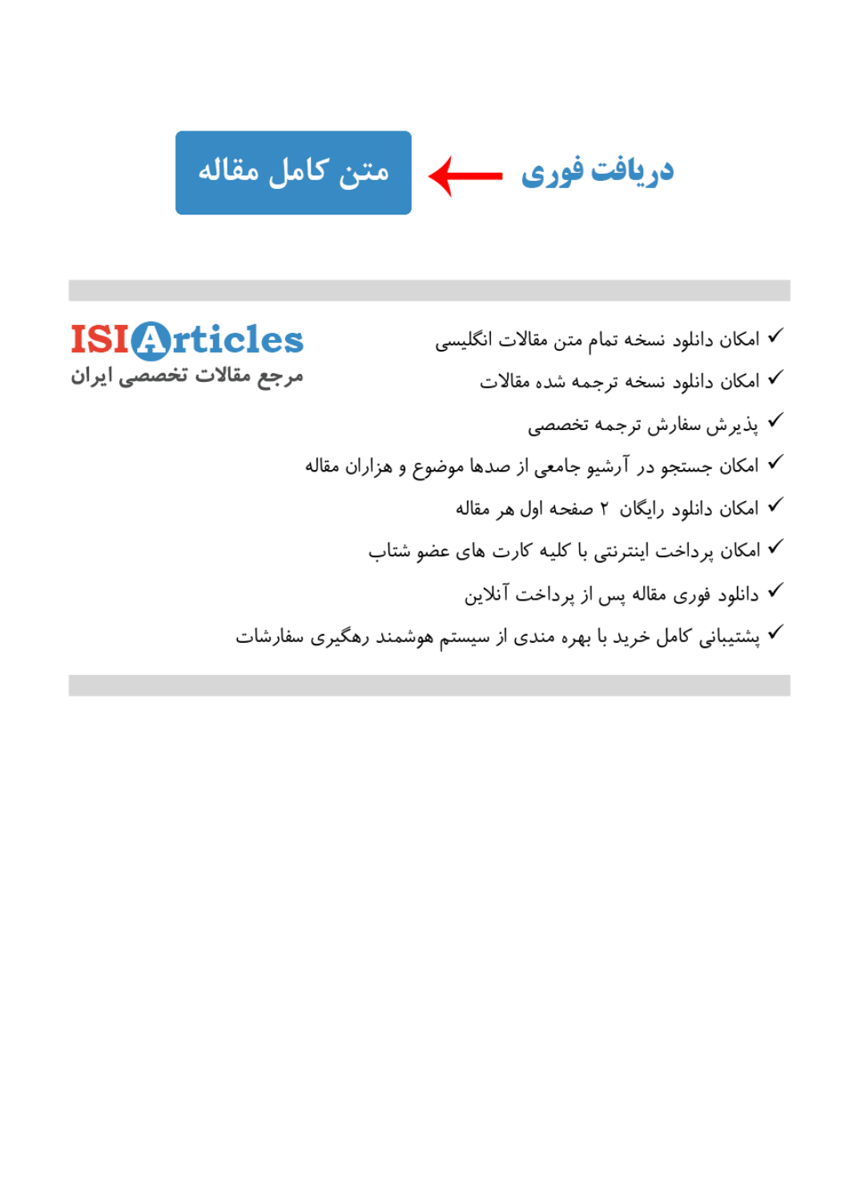دریافت فوری ← **متن کامل مقاله**

**ISIArticles**
مرجع مقالات تخصصی ایران

- ✓ امکان دانلود نسخه تمام متن مقالات انگلیسی
- ✓ امکان دانلود نسخه ترجمه شده مقالات
- ✓ پذیرش سفارش ترجمه تخصصی
- ✓ امکان جستجو در آرشیو جامعی از صدها موضوع و هزاران مقاله
- ✓ امکان دانلود رایگان ۲ صفحه اول هر مقاله
- ✓ امکان پرداخت اینترنتی با کلیه کارت های عضو شتاب
- ✓ دانلود فوری مقاله پس از پرداخت آنلاین
- ✓ پشتیبانی کامل خرید با بهره مندی از سیستم هوشمند رهگیری سفارشات